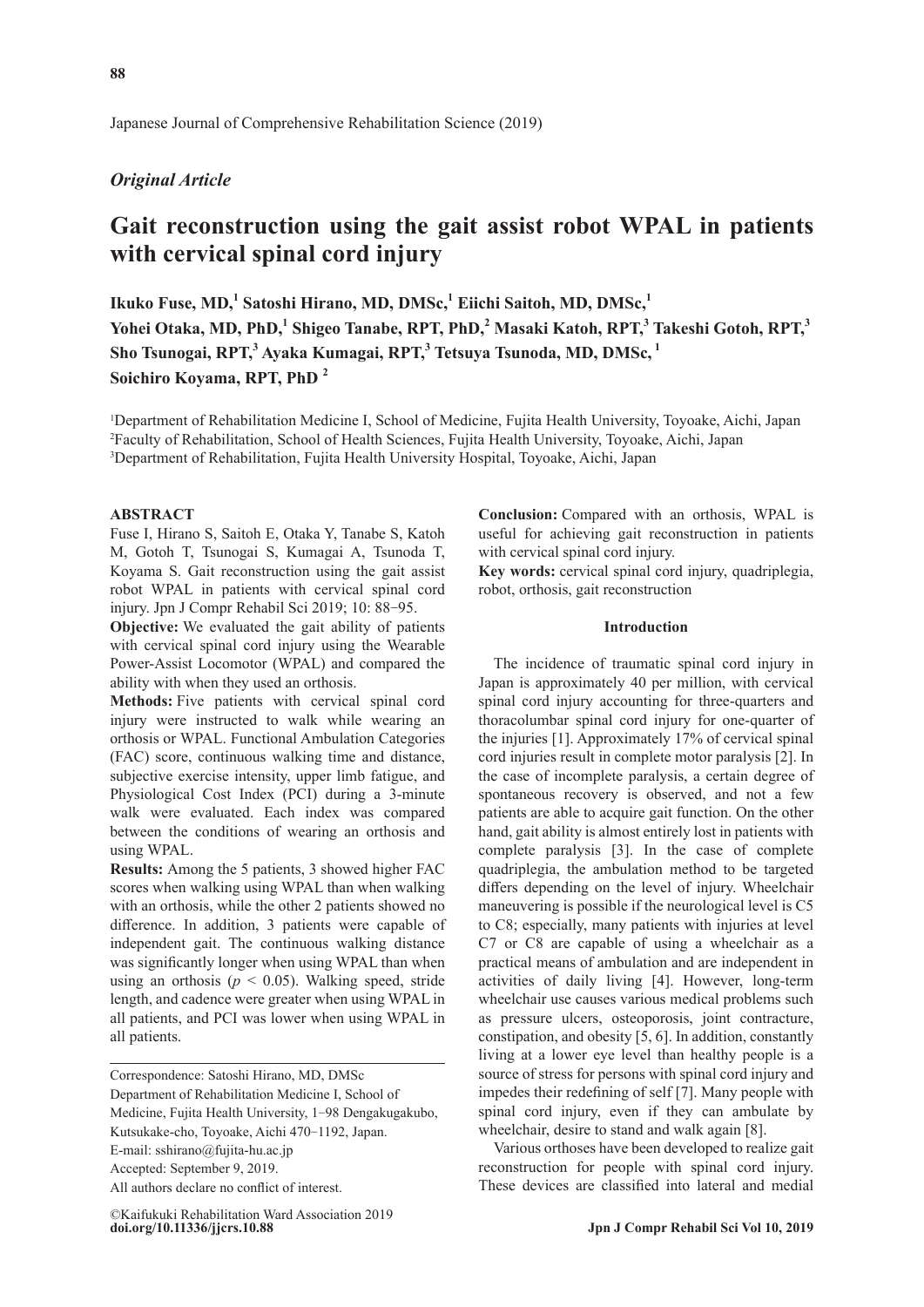Japanese Journal of Comprehensive Rehabilitation Science (2019)

*Original Article*

# Gait reconstruction using the gait assist robot WPAL in patients with cervical spinal cord injury

**Ikuko Fuse, MD,[1] Satoshi Hirano, MD, DMSc,[1] Eiichi Saitoh, MD, DMSc,[1] Yohei Otaka, MD, PhD,[1] Shigeo Tanabe, RPT, PhD,[2] Masaki Katoh, RPT,[3] Takeshi Gotoh, RPT,[3] Sho Tsunogai, RPT,[3] Ayaka Kumagai, RPT,[3] Tetsuya Tsunoda, MD, DMSc,[1] Soichiro Koyama, RPT, PhD[2]**

[1]Department of Rehabilitation Medicine I, School of Medicine, Fujita Health University, Toyoake, Aichi, Japan
[2]Faculty of Rehabilitation, School of Health Sciences, Fujita Health University, Toyoake, Aichi, Japan
[3]Department of Rehabilitation, Fujita Health University Hospital, Toyoake, Aichi, Japan

## ABSTRACT

Fuse I, Hirano S, Saitoh E, Otaka Y, Tanabe S, Katoh M, Gotoh T, Tsunogai S, Kumagai A, Tsunoda T, Koyama S. Gait reconstruction using the gait assist robot WPAL in patients with cervical spinal cord injury. Jpn J Compr Rehabil Sci 2019; 10: 88−95.

**Objective:** We evaluated the gait ability of patients with cervical spinal cord injury using the Wearable Power-Assist Locomotor (WPAL) and compared the ability with when they used an orthosis.

**Methods:** Five patients with cervical spinal cord injury were instructed to walk while wearing an orthosis or WPAL. Functional Ambulation Categories (FAC) score, continuous walking time and distance, subjective exercise intensity, upper limb fatigue, and Physiological Cost Index (PCI) during a 3-minute walk were evaluated. Each index was compared between the conditions of wearing an orthosis and using WPAL.

**Results:** Among the 5 patients, 3 showed higher FAC scores when walking using WPAL than when walking with an orthosis, while the other 2 patients showed no difference. In addition, 3 patients were capable of independent gait. The continuous walking distance was significantly longer when using WPAL than when using an orthosis ($p < 0.05$). Walking speed, stride length, and cadence were greater when using WPAL in all patients, and PCI was lower when using WPAL in all patients.

**Conclusion:** Compared with an orthosis, WPAL is useful for achieving gait reconstruction in patients with cervical spinal cord injury.

**Key words:** cervical spinal cord injury, quadriplegia, robot, orthosis, gait reconstruction

Correspondence: Satoshi Hirano, MD, DMSc
Department of Rehabilitation Medicine I, School of Medicine, Fujita Health University, 1−98 Dengakugakubo, Kutsukake-cho, Toyoake, Aichi 470−1192, Japan.
E-mail: sshirano@fujita-hu.ac.jp
Accepted: September 9, 2019.
All authors declare no conflict of interest.

©Kaifukuki Rehabilitation Ward Association 2019
**doi.org/10.11336/jjcrs.10.88**

## Introduction

The incidence of traumatic spinal cord injury in Japan is approximately 40 per million, with cervical spinal cord injury accounting for three-quarters and thoracolumbar spinal cord injury for one-quarter of the injuries [1]. Approximately 17% of cervical spinal cord injuries result in complete motor paralysis [2]. In the case of incomplete paralysis, a certain degree of spontaneous recovery is observed, and not a few patients are able to acquire gait function. On the other hand, gait ability is almost entirely lost in patients with complete paralysis [3]. In the case of complete quadriplegia, the ambulation method to be targeted differs depending on the level of injury. Wheelchair maneuvering is possible if the neurological level is C5 to C8; especially, many patients with injuries at level C7 or C8 are capable of using a wheelchair as a practical means of ambulation and are independent in activities of daily living [4]. However, long-term wheelchair use causes various medical problems such as pressure ulcers, osteoporosis, joint contracture, constipation, and obesity [5, 6]. In addition, constantly living at a lower eye level than healthy people is a source of stress for persons with spinal cord injury and impedes their redefining of self [7]. Many people with spinal cord injury, even if they can ambulate by wheelchair, desire to stand and walk again [8].

Various orthoses have been developed to realize gait reconstruction for people with spinal cord injury. These devices are classified into lateral and medial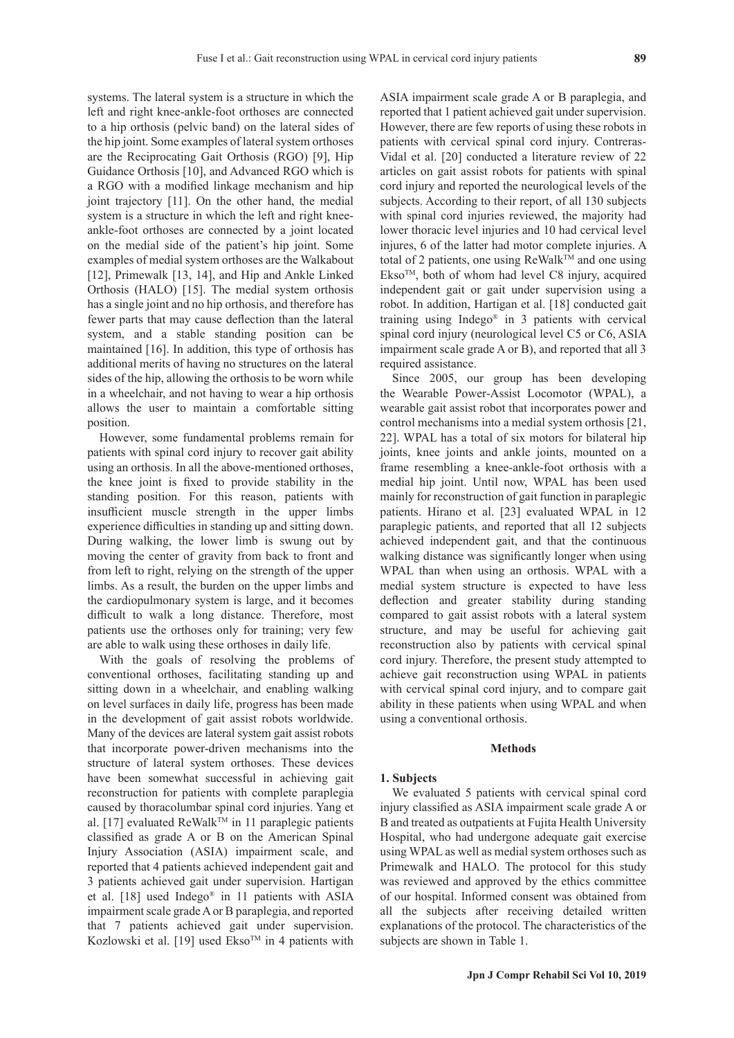systems. The lateral system is a structure in which the left and right knee-ankle-foot orthoses are connected to a hip orthosis (pelvic band) on the lateral sides of the hip joint. Some examples of lateral system orthoses are the Reciprocating Gait Orthosis (RGO) [9], Hip Guidance Orthosis [10], and Advanced RGO which is a RGO with a modified linkage mechanism and hip joint trajectory [11]. On the other hand, the medial system is a structure in which the left and right knee-ankle-foot orthoses are connected by a joint located on the medial side of the patient's hip joint. Some examples of medial system orthoses are the Walkabout [12], Primewalk [13, 14], and Hip and Ankle Linked Orthosis (HALO) [15]. The medial system orthosis has a single joint and no hip orthosis, and therefore has fewer parts that may cause deflection than the lateral system, and a stable standing position can be maintained [16]. In addition, this type of orthosis has additional merits of having no structures on the lateral sides of the hip, allowing the orthosis to be worn while in a wheelchair, and not having to wear a hip orthosis allows the user to maintain a comfortable sitting position.

However, some fundamental problems remain for patients with spinal cord injury to recover gait ability using an orthosis. In all the above-mentioned orthoses, the knee joint is fixed to provide stability in the standing position. For this reason, patients with insufficient muscle strength in the upper limbs experience difficulties in standing up and sitting down. During walking, the lower limb is swung out by moving the center of gravity from back to front and from left to right, relying on the strength of the upper limbs. As a result, the burden on the upper limbs and the cardiopulmonary system is large, and it becomes difficult to walk a long distance. Therefore, most patients use the orthoses only for training; very few are able to walk using these orthoses in daily life.

With the goals of resolving the problems of conventional orthoses, facilitating standing up and sitting down in a wheelchair, and enabling walking on level surfaces in daily life, progress has been made in the development of gait assist robots worldwide. Many of the devices are lateral system gait assist robots that incorporate power-driven mechanisms into the structure of lateral system orthoses. These devices have been somewhat successful in achieving gait reconstruction for patients with complete paraplegia caused by thoracolumbar spinal cord injuries. Yang et al. [17] evaluated ReWalk™ in 11 paraplegic patients classified as grade A or B on the American Spinal Injury Association (ASIA) impairment scale, and reported that 4 patients achieved independent gait and 3 patients achieved gait under supervision. Hartigan et al. [18] used Indego® in 11 patients with ASIA impairment scale grade A or B paraplegia, and reported that 7 patients achieved gait under supervision. Kozlowski et al. [19] used Ekso™ in 4 patients with ASIA impairment scale grade A or B paraplegia, and reported that 1 patient achieved gait under supervision. However, there are few reports of using these robots in patients with cervical spinal cord injury. Contreras-Vidal et al. [20] conducted a literature review of 22 articles on gait assist robots for patients with spinal cord injury and reported the neurological levels of the subjects. According to their report, of all 130 subjects with spinal cord injuries reviewed, the majority had lower thoracic level injuries and 10 had cervical level injures, 6 of the latter had motor complete injuries. A total of 2 patients, one using ReWalk™ and one using Ekso™, both of whom had level C8 injury, acquired independent gait or gait under supervision using a robot. In addition, Hartigan et al. [18] conducted gait training using Indego® in 3 patients with cervical spinal cord injury (neurological level C5 or C6, ASIA impairment scale grade A or B), and reported that all 3 required assistance.

Since 2005, our group has been developing the Wearable Power-Assist Locomotor (WPAL), a wearable gait assist robot that incorporates power and control mechanisms into a medial system orthosis [21, 22]. WPAL has a total of six motors for bilateral hip joints, knee joints and ankle joints, mounted on a frame resembling a knee-ankle-foot orthosis with a medial hip joint. Until now, WPAL has been used mainly for reconstruction of gait function in paraplegic patients. Hirano et al. [23] evaluated WPAL in 12 paraplegic patients, and reported that all 12 subjects achieved independent gait, and that the continuous walking distance was significantly longer when using WPAL than when using an orthosis. WPAL with a medial system structure is expected to have less deflection and greater stability during standing compared to gait assist robots with a lateral system structure, and may be useful for achieving gait reconstruction also by patients with cervical spinal cord injury. Therefore, the present study attempted to achieve gait reconstruction using WPAL in patients with cervical spinal cord injury, and to compare gait ability in these patients when using WPAL and when using a conventional orthosis.

## Methods

### 1. Subjects

We evaluated 5 patients with cervical spinal cord injury classified as ASIA impairment scale grade A or B and treated as outpatients at Fujita Health University Hospital, who had undergone adequate gait exercise using WPAL as well as medial system orthoses such as Primewalk and HALO. The protocol for this study was reviewed and approved by the ethics committee of our hospital. Informed consent was obtained from all the subjects after receiving detailed written explanations of the protocol. The characteristics of the subjects are shown in Table 1.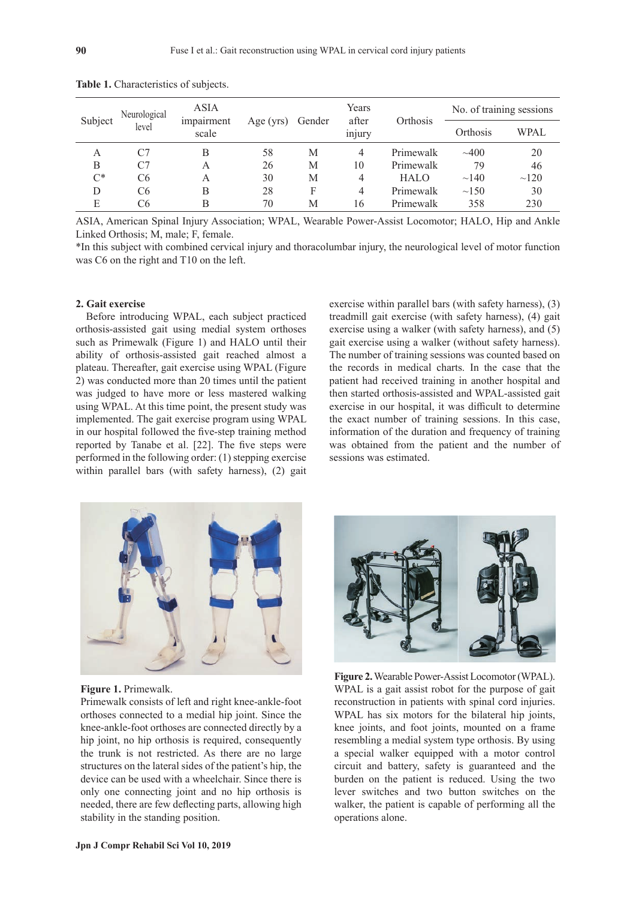**Table 1.** Characteristics of subjects.

| Subject | Neurological level | ASIA impairment scale | Age (yrs) | Gender | Years after injury | Orthosis | No. of training sessions | |
|---|---|---|---|---|---|---|---|---|
| | | | | | | | Orthosis | WPAL |
| A | C7 | B | 58 | M | 4 | Primewalk | ~400 | 20 |
| B | C7 | A | 26 | M | 10 | Primewalk | 79 | 46 |
| C* | C6 | A | 30 | M | 4 | HALO | ~140 | ~120 |
| D | C6 | B | 28 | F | 4 | Primewalk | ~150 | 30 |
| E | C6 | B | 70 | M | 16 | Primewalk | 358 | 230 |

ASIA, American Spinal Injury Association; WPAL, Wearable Power-Assist Locomotor; HALO, Hip and Ankle Linked Orthosis; M, male; F, female.

*In this subject with combined cervical injury and thoracolumbar injury, the neurological level of motor function was C6 on the right and T10 on the left.

**2. Gait exercise**

Before introducing WPAL, each subject practiced orthosis-assisted gait using medial system orthoses such as Primewalk (Figure 1) and HALO until their ability of orthosis-assisted gait reached almost a plateau. Thereafter, gait exercise using WPAL (Figure 2) was conducted more than 20 times until the patient was judged to have more or less mastered walking using WPAL. At this time point, the present study was implemented. The gait exercise program using WPAL in our hospital followed the five-step training method reported by Tanabe et al. [22]. The five steps were performed in the following order: (1) stepping exercise within parallel bars (with safety harness), (2) gait exercise within parallel bars (with safety harness), (3) treadmill gait exercise (with safety harness), (4) gait exercise using a walker (with safety harness), and (5) gait exercise using a walker (without safety harness). The number of training sessions was counted based on the records in medical charts. In the case that the patient had received training in another hospital and then started orthosis-assisted and WPAL-assisted gait exercise in our hospital, it was difficult to determine the exact number of training sessions. In this case, information of the duration and frequency of training was obtained from the patient and the number of sessions was estimated.

**Figure 1.** Primewalk.

Primewalk consists of left and right knee-ankle-foot orthoses connected to a medial hip joint. Since the knee-ankle-foot orthoses are connected directly by a hip joint, no hip orthosis is required, consequently the trunk is not restricted. As there are no large structures on the lateral sides of the patient's hip, the device can be used with a wheelchair. Since there is only one connecting joint and no hip orthosis is needed, there are few deflecting parts, allowing high stability in the standing position.

**Figure 2.** Wearable Power-Assist Locomotor (WPAL).

WPAL is a gait assist robot for the purpose of gait reconstruction in patients with spinal cord injuries. WPAL has six motors for the bilateral hip joints, knee joints, and foot joints, mounted on a frame resembling a medial system type orthosis. By using a special walker equipped with a motor control circuit and battery, safety is guaranteed and the burden on the patient is reduced. Using the two lever switches and two button switches on the walker, the patient is capable of performing all the operations alone.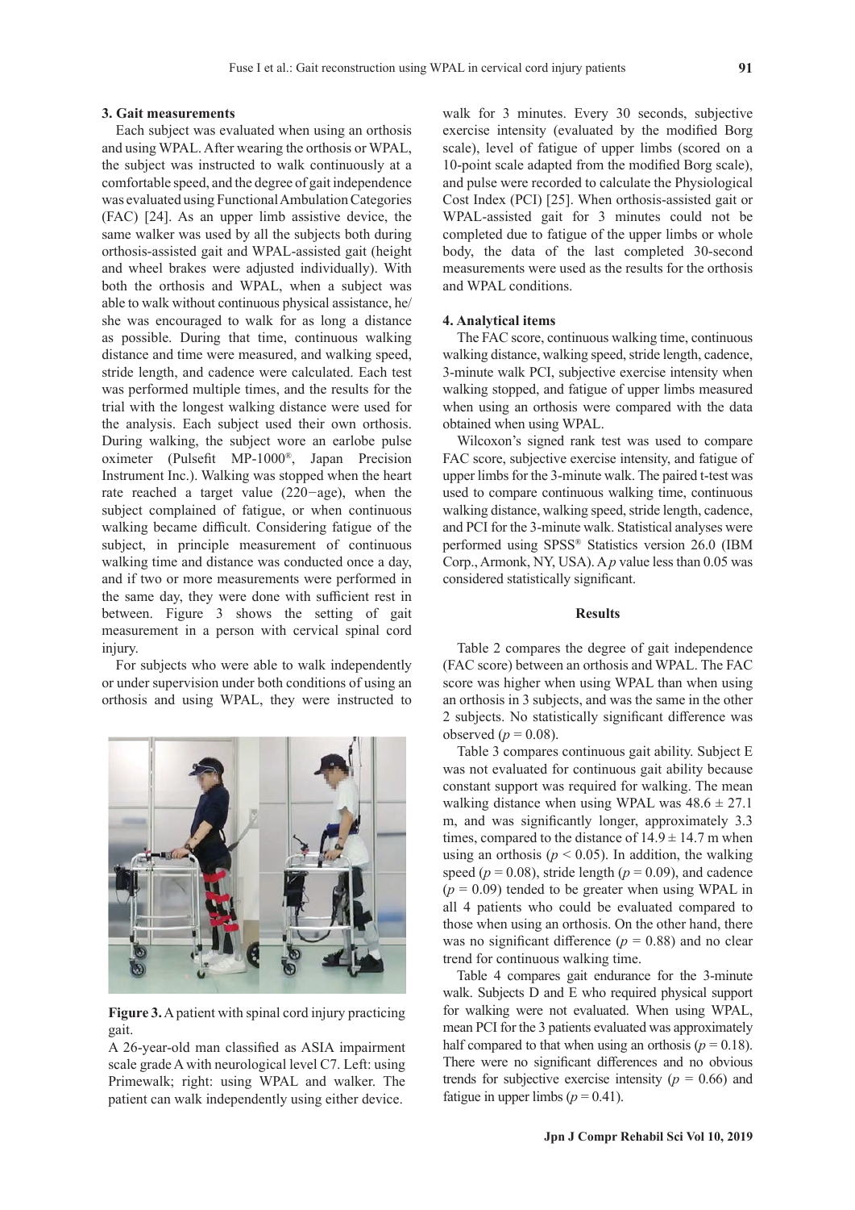### 3. Gait measurements

Each subject was evaluated when using an orthosis and using WPAL. After wearing the orthosis or WPAL, the subject was instructed to walk continuously at a comfortable speed, and the degree of gait independence was evaluated using Functional Ambulation Categories (FAC) [24]. As an upper limb assistive device, the same walker was used by all the subjects both during orthosis-assisted gait and WPAL-assisted gait (height and wheel brakes were adjusted individually). With both the orthosis and WPAL, when a subject was able to walk without continuous physical assistance, he/she was encouraged to walk for as long a distance as possible. During that time, continuous walking distance and time were measured, and walking speed, stride length, and cadence were calculated. Each test was performed multiple times, and the results for the trial with the longest walking distance were used for the analysis. Each subject used their own orthosis. During walking, the subject wore an earlobe pulse oximeter (Pulsefit MP-1000®, Japan Precision Instrument Inc.). Walking was stopped when the heart rate reached a target value (220−age), when the subject complained of fatigue, or when continuous walking became difficult. Considering fatigue of the subject, in principle measurement of continuous walking time and distance was conducted once a day, and if two or more measurements were performed in the same day, they were done with sufficient rest in between. Figure 3 shows the setting of gait measurement in a person with cervical spinal cord injury.

For subjects who were able to walk independently or under supervision under both conditions of using an orthosis and using WPAL, they were instructed to walk for 3 minutes. Every 30 seconds, subjective exercise intensity (evaluated by the modified Borg scale), level of fatigue of upper limbs (scored on a 10-point scale adapted from the modified Borg scale), and pulse were recorded to calculate the Physiological Cost Index (PCI) [25]. When orthosis-assisted gait or WPAL-assisted gait for 3 minutes could not be completed due to fatigue of the upper limbs or whole body, the data of the last completed 30-second measurements were used as the results for the orthosis and WPAL conditions.

**Figure 3.** A patient with spinal cord injury practicing gait.

A 26-year-old man classified as ASIA impairment scale grade A with neurological level C7. Left: using Primewalk; right: using WPAL and walker. The patient can walk independently using either device.

### 4. Analytical items

The FAC score, continuous walking time, continuous walking distance, walking speed, stride length, cadence, 3-minute walk PCI, subjective exercise intensity when walking stopped, and fatigue of upper limbs measured when using an orthosis were compared with the data obtained when using WPAL.

Wilcoxon's signed rank test was used to compare FAC score, subjective exercise intensity, and fatigue of upper limbs for the 3-minute walk. The paired t-test was used to compare continuous walking time, continuous walking distance, walking speed, stride length, cadence, and PCI for the 3-minute walk. Statistical analyses were performed using SPSS® Statistics version 26.0 (IBM Corp., Armonk, NY, USA). A $p$ value less than 0.05 was considered statistically significant.

## Results

Table 2 compares the degree of gait independence (FAC score) between an orthosis and WPAL. The FAC score was higher when using WPAL than when using an orthosis in 3 subjects, and was the same in the other 2 subjects. No statistically significant difference was observed ($p = 0.08$).

Table 3 compares continuous gait ability. Subject E was not evaluated for continuous gait ability because constant support was required for walking. The mean walking distance when using WPAL was $48.6 \pm 27.1$ m, and was significantly longer, approximately 3.3 times, compared to the distance of $14.9 \pm 14.7$ m when using an orthosis ($p < 0.05$). In addition, the walking speed ($p = 0.08$), stride length ($p = 0.09$), and cadence ($p = 0.09$) tended to be greater when using WPAL in all 4 patients who could be evaluated compared to those when using an orthosis. On the other hand, there was no significant difference ($p = 0.88$) and no clear trend for continuous walking time.

Table 4 compares gait endurance for the 3-minute walk. Subjects D and E who required physical support for walking were not evaluated. When using WPAL, mean PCI for the 3 patients evaluated was approximately half compared to that when using an orthosis ($p = 0.18$). There were no significant differences and no obvious trends for subjective exercise intensity ($p = 0.66$) and fatigue in upper limbs ($p = 0.41$).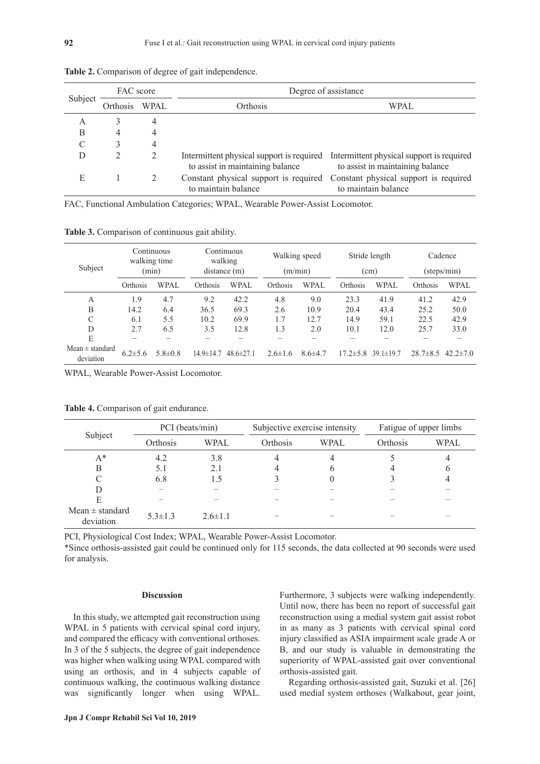**Table 2.** Comparison of degree of gait independence.

| Subject | FAC score | | Degree of assistance | |
|---|---|---|---|---|
| | Orthosis | WPAL | Orthosis | WPAL |
| A | 3 | 4 | | |
| B | 4 | 4 | | |
| C | 3 | 4 | | |
| D | 2 | 2 | Intermittent physical support is required to assist in maintaining balance | Intermittent physical support is required to assist in maintaining balance |
| E | 1 | 2 | Constant physical support is required to maintain balance | Constant physical support is required to maintain balance |

FAC, Functional Ambulation Categories; WPAL, Wearable Power-Assist Locomotor.

**Table 3.** Comparison of continuous gait ability.

| Subject | Continuous walking time (min) | | Continuous walking distance (m) | | Walking speed (m/min) | | Stride length (cm) | | Cadence (steps/min) | |
|---|---|---|---|---|---|---|---|---|---|---|
| | Orthosis | WPAL | Orthosis | WPAL | Orthosis | WPAL | Orthosis | WPAL | Orthosis | WPAL |
| A | 1.9 | 4.7 | 9.2 | 42.2 | 4.8 | 9.0 | 23.3 | 41.9 | 41.2 | 42.9 |
| B | 14.2 | 6.4 | 36.5 | 69.3 | 2.6 | 10.9 | 20.4 | 43.4 | 25.2 | 50.0 |
| C | 6.1 | 5.5 | 10.2 | 69.9 | 1.7 | 12.7 | 14.9 | 59.1 | 22.5 | 42.9 |
| D | 2.7 | 6.5 | 3.5 | 12.8 | 1.3 | 2.0 | 10.1 | 12.0 | 25.7 | 33.0 |
| E | – | – | – | – | – | – | – | – | – | – |
| Mean ± standard deviation | 6.2±5.6 | 5.8±0.8 | 14.9±14.7 | 48.6±27.1 | 2.6±1.6 | 8.6±4.7 | 17.2±5.8 | 39.1±19.7 | 28.7±8.5 | 42.2±7.0 |

WPAL, Wearable Power-Assist Locomotor.

**Table 4.** Comparison of gait endurance.

| Subject | PCI (beats/min) | | Subjective exercise intensity | | Fatigue of upper limbs | |
|---|---|---|---|---|---|---|
| | Orthosis | WPAL | Orthosis | WPAL | Orthosis | WPAL |
| A* | 4.2 | 3.8 | 4 | 4 | 5 | 4 |
| B | 5.1 | 2.1 | 4 | 6 | 4 | 6 |
| C | 6.8 | 1.5 | 3 | 0 | 3 | 4 |
| D | – | – | – | – | – | – |
| E | – | – | – | – | – | – |
| Mean ± standard deviation | 5.3±1.3 | 2.6±1.1 | – | – | – | – |

PCI, Physiological Cost Index; WPAL, Wearable Power-Assist Locomotor.

*Since orthosis-assisted gait could be continued only for 115 seconds, the data collected at 90 seconds were used for analysis.

## Discussion

In this study, we attempted gait reconstruction using WPAL in 5 patients with cervical spinal cord injury, and compared the efficacy with conventional orthoses. In 3 of the 5 subjects, the degree of gait independence was higher when walking using WPAL compared with using an orthosis, and in 4 subjects capable of continuous walking, the continuous walking distance was significantly longer when using WPAL. Furthermore, 3 subjects were walking independently. Until now, there has been no report of successful gait reconstruction using a medial system gait assist robot in as many as 3 patients with cervical spinal cord injury classified as ASIA impairment scale grade A or B, and our study is valuable in demonstrating the superiority of WPAL-assisted gait over conventional orthosis-assisted gait.

Regarding orthosis-assisted gait, Suzuki et al. [26] used medial system orthoses (Walkabout, gear joint,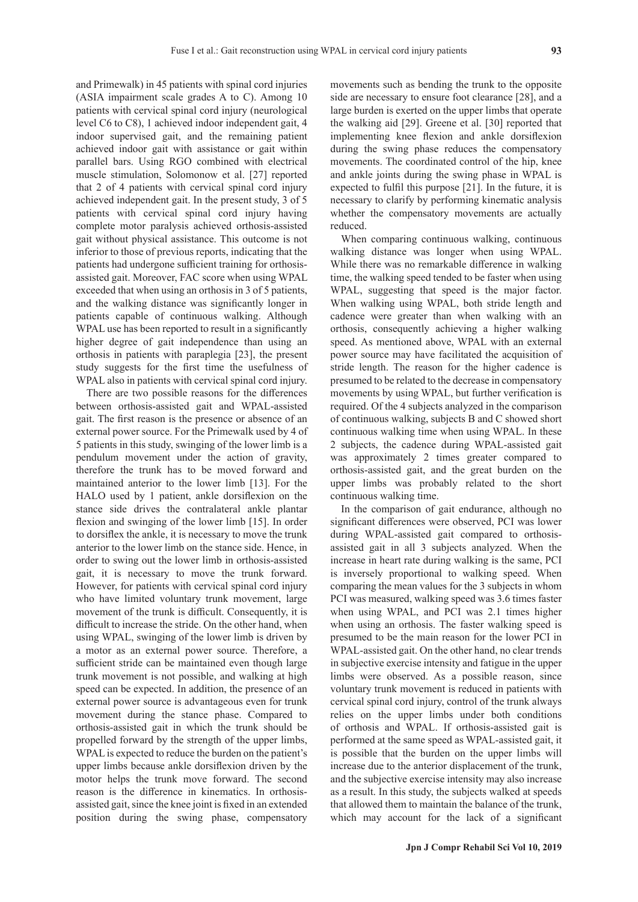and Primewalk) in 45 patients with spinal cord injuries (ASIA impairment scale grades A to C). Among 10 patients with cervical spinal cord injury (neurological level C6 to C8), 1 achieved indoor independent gait, 4 indoor supervised gait, and the remaining patient achieved indoor gait with assistance or gait within parallel bars. Using RGO combined with electrical muscle stimulation, Solomonow et al. [27] reported that 2 of 4 patients with cervical spinal cord injury achieved independent gait. In the present study, 3 of 5 patients with cervical spinal cord injury having complete motor paralysis achieved orthosis-assisted gait without physical assistance. This outcome is not inferior to those of previous reports, indicating that the patients had undergone sufficient training for orthosis-assisted gait. Moreover, FAC score when using WPAL exceeded that when using an orthosis in 3 of 5 patients, and the walking distance was significantly longer in patients capable of continuous walking. Although WPAL use has been reported to result in a significantly higher degree of gait independence than using an orthosis in patients with paraplegia [23], the present study suggests for the first time the usefulness of WPAL also in patients with cervical spinal cord injury.

There are two possible reasons for the differences between orthosis-assisted gait and WPAL-assisted gait. The first reason is the presence or absence of an external power source. For the Primewalk used by 4 of 5 patients in this study, swinging of the lower limb is a pendulum movement under the action of gravity, therefore the trunk has to be moved forward and maintained anterior to the lower limb [13]. For the HALO used by 1 patient, ankle dorsiflexion on the stance side drives the contralateral ankle plantar flexion and swinging of the lower limb [15]. In order to dorsiflex the ankle, it is necessary to move the trunk anterior to the lower limb on the stance side. Hence, in order to swing out the lower limb in orthosis-assisted gait, it is necessary to move the trunk forward. However, for patients with cervical spinal cord injury who have limited voluntary trunk movement, large movement of the trunk is difficult. Consequently, it is difficult to increase the stride. On the other hand, when using WPAL, swinging of the lower limb is driven by a motor as an external power source. Therefore, a sufficient stride can be maintained even though large trunk movement is not possible, and walking at high speed can be expected. In addition, the presence of an external power source is advantageous even for trunk movement during the stance phase. Compared to orthosis-assisted gait in which the trunk should be propelled forward by the strength of the upper limbs, WPAL is expected to reduce the burden on the patient's upper limbs because ankle dorsiflexion driven by the motor helps the trunk move forward. The second reason is the difference in kinematics. In orthosis-assisted gait, since the knee joint is fixed in an extended position during the swing phase, compensatory movements such as bending the trunk to the opposite side are necessary to ensure foot clearance [28], and a large burden is exerted on the upper limbs that operate the walking aid [29]. Greene et al. [30] reported that implementing knee flexion and ankle dorsiflexion during the swing phase reduces the compensatory movements. The coordinated control of the hip, knee and ankle joints during the swing phase in WPAL is expected to fulfil this purpose [21]. In the future, it is necessary to clarify by performing kinematic analysis whether the compensatory movements are actually reduced.

When comparing continuous walking, continuous walking distance was longer when using WPAL. While there was no remarkable difference in walking time, the walking speed tended to be faster when using WPAL, suggesting that speed is the major factor. When walking using WPAL, both stride length and cadence were greater than when walking with an orthosis, consequently achieving a higher walking speed. As mentioned above, WPAL with an external power source may have facilitated the acquisition of stride length. The reason for the higher cadence is presumed to be related to the decrease in compensatory movements by using WPAL, but further verification is required. Of the 4 subjects analyzed in the comparison of continuous walking, subjects B and C showed short continuous walking time when using WPAL. In these 2 subjects, the cadence during WPAL-assisted gait was approximately 2 times greater compared to orthosis-assisted gait, and the great burden on the upper limbs was probably related to the short continuous walking time.

In the comparison of gait endurance, although no significant differences were observed, PCI was lower during WPAL-assisted gait compared to orthosis-assisted gait in all 3 subjects analyzed. When the increase in heart rate during walking is the same, PCI is inversely proportional to walking speed. When comparing the mean values for the 3 subjects in whom PCI was measured, walking speed was 3.6 times faster when using WPAL, and PCI was 2.1 times higher when using an orthosis. The faster walking speed is presumed to be the main reason for the lower PCI in WPAL-assisted gait. On the other hand, no clear trends in subjective exercise intensity and fatigue in the upper limbs were observed. As a possible reason, since voluntary trunk movement is reduced in patients with cervical spinal cord injury, control of the trunk always relies on the upper limbs under both conditions of orthosis and WPAL. If orthosis-assisted gait is performed at the same speed as WPAL-assisted gait, it is possible that the burden on the upper limbs will increase due to the anterior displacement of the trunk, and the subjective exercise intensity may also increase as a result. In this study, the subjects walked at speeds that allowed them to maintain the balance of the trunk, which may account for the lack of a significant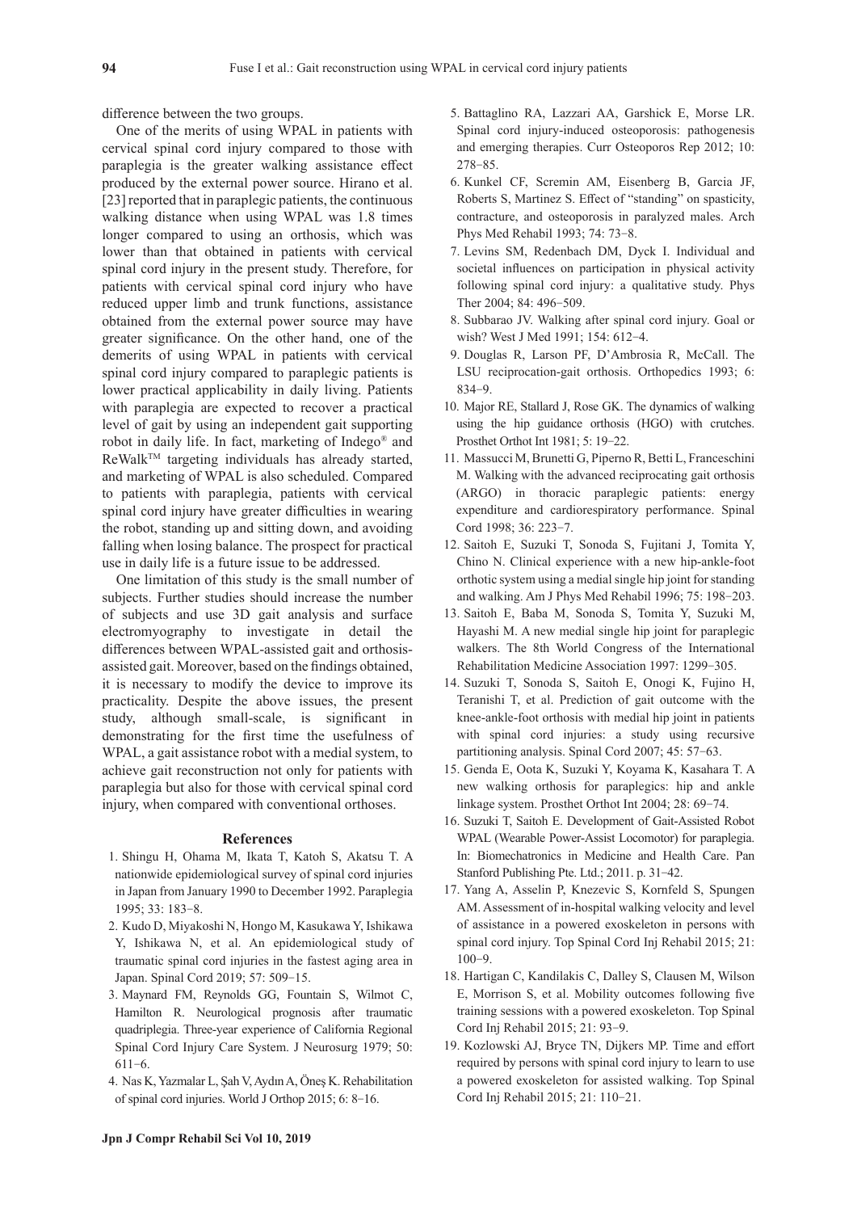difference between the two groups.

One of the merits of using WPAL in patients with cervical spinal cord injury compared to those with paraplegia is the greater walking assistance effect produced by the external power source. Hirano et al. [23] reported that in paraplegic patients, the continuous walking distance when using WPAL was 1.8 times longer compared to using an orthosis, which was lower than that obtained in patients with cervical spinal cord injury in the present study. Therefore, for patients with cervical spinal cord injury who have reduced upper limb and trunk functions, assistance obtained from the external power source may have greater significance. On the other hand, one of the demerits of using WPAL in patients with cervical spinal cord injury compared to paraplegic patients is lower practical applicability in daily living. Patients with paraplegia are expected to recover a practical level of gait by using an independent gait supporting robot in daily life. In fact, marketing of Indego® and ReWalk™ targeting individuals has already started, and marketing of WPAL is also scheduled. Compared to patients with paraplegia, patients with cervical spinal cord injury have greater difficulties in wearing the robot, standing up and sitting down, and avoiding falling when losing balance. The prospect for practical use in daily life is a future issue to be addressed.

One limitation of this study is the small number of subjects. Further studies should increase the number of subjects and use 3D gait analysis and surface electromyography to investigate in detail the differences between WPAL-assisted gait and orthosis-assisted gait. Moreover, based on the findings obtained, it is necessary to modify the device to improve its practicality. Despite the above issues, the present study, although small-scale, is significant in demonstrating for the first time the usefulness of WPAL, a gait assistance robot with a medial system, to achieve gait reconstruction not only for patients with paraplegia but also for those with cervical spinal cord injury, when compared with conventional orthoses.

## References

1. Shingu H, Ohama M, Ikata T, Katoh S, Akatsu T. A nationwide epidemiological survey of spinal cord injuries in Japan from January 1990 to December 1992. Paraplegia 1995; 33: 183−8.
2. Kudo D, Miyakoshi N, Hongo M, Kasukawa Y, Ishikawa Y, Ishikawa N, et al. An epidemiological study of traumatic spinal cord injuries in the fastest aging area in Japan. Spinal Cord 2019; 57: 509−15.
3. Maynard FM, Reynolds GG, Fountain S, Wilmot C, Hamilton R. Neurological prognosis after traumatic quadriplegia. Three-year experience of California Regional Spinal Cord Injury Care System. J Neurosurg 1979; 50: 611−6.
4. Nas K, Yazmalar L, Şah V, Aydın A, Öneş K. Rehabilitation of spinal cord injuries. World J Orthop 2015; 6: 8−16.
5. Battaglino RA, Lazzari AA, Garshick E, Morse LR. Spinal cord injury-induced osteoporosis: pathogenesis and emerging therapies. Curr Osteoporos Rep 2012; 10: 278−85.
6. Kunkel CF, Scremin AM, Eisenberg B, Garcia JF, Roberts S, Martinez S. Effect of "standing" on spasticity, contracture, and osteoporosis in paralyzed males. Arch Phys Med Rehabil 1993; 74: 73−8.
7. Levins SM, Redenbach DM, Dyck I. Individual and societal influences on participation in physical activity following spinal cord injury: a qualitative study. Phys Ther 2004; 84: 496−509.
8. Subbarao JV. Walking after spinal cord injury. Goal or wish? West J Med 1991; 154: 612−4.
9. Douglas R, Larson PF, D'Ambrosia R, McCall. The LSU reciprocation-gait orthosis. Orthopedics 1993; 6: 834−9.
10. Major RE, Stallard J, Rose GK. The dynamics of walking using the hip guidance orthosis (HGO) with crutches. Prosthet Orthot Int 1981; 5: 19−22.
11. Massucci M, Brunetti G, Piperno R, Betti L, Franceschini M. Walking with the advanced reciprocating gait orthosis (ARGO) in thoracic paraplegic patients: energy expenditure and cardiorespiratory performance. Spinal Cord 1998; 36: 223−7.
12. Saitoh E, Suzuki T, Sonoda S, Fujitani J, Tomita Y, Chino N. Clinical experience with a new hip-ankle-foot orthotic system using a medial single hip joint for standing and walking. Am J Phys Med Rehabil 1996; 75: 198−203.
13. Saitoh E, Baba M, Sonoda S, Tomita Y, Suzuki M, Hayashi M. A new medial single hip joint for paraplegic walkers. The 8th World Congress of the International Rehabilitation Medicine Association 1997: 1299−305.
14. Suzuki T, Sonoda S, Saitoh E, Onogi K, Fujino H, Teranishi T, et al. Prediction of gait outcome with the knee-ankle-foot orthosis with medial hip joint in patients with spinal cord injuries: a study using recursive partitioning analysis. Spinal Cord 2007; 45: 57−63.
15. Genda E, Oota K, Suzuki Y, Koyama K, Kasahara T. A new walking orthosis for paraplegics: hip and ankle linkage system. Prosthet Orthot Int 2004; 28: 69−74.
16. Suzuki T, Saitoh E. Development of Gait-Assisted Robot WPAL (Wearable Power-Assist Locomotor) for paraplegia. In: Biomechatronics in Medicine and Health Care. Pan Stanford Publishing Pte. Ltd.; 2011. p. 31−42.
17. Yang A, Asselin P, Knezevic S, Kornfeld S, Spungen AM. Assessment of in-hospital walking velocity and level of assistance in a powered exoskeleton in persons with spinal cord injury. Top Spinal Cord Inj Rehabil 2015; 21: 100−9.
18. Hartigan C, Kandilakis C, Dalley S, Clausen M, Wilson E, Morrison S, et al. Mobility outcomes following five training sessions with a powered exoskeleton. Top Spinal Cord Inj Rehabil 2015; 21: 93−9.
19. Kozlowski AJ, Bryce TN, Dijkers MP. Time and effort required by persons with spinal cord injury to learn to use a powered exoskeleton for assisted walking. Top Spinal Cord Inj Rehabil 2015; 21: 110−21.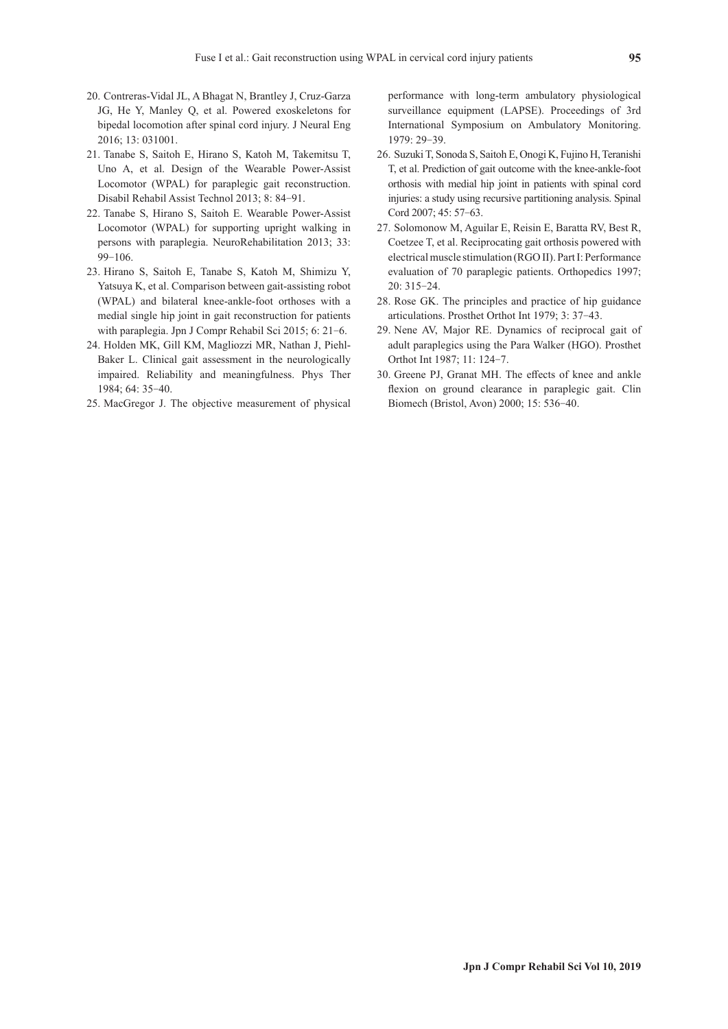20. Contreras-Vidal JL, A Bhagat N, Brantley J, Cruz-Garza JG, He Y, Manley Q, et al. Powered exoskeletons for bipedal locomotion after spinal cord injury. J Neural Eng 2016; 13: 031001.
21. Tanabe S, Saitoh E, Hirano S, Katoh M, Takemitsu T, Uno A, et al. Design of the Wearable Power-Assist Locomotor (WPAL) for paraplegic gait reconstruction. Disabil Rehabil Assist Technol 2013; 8: 84‒91.
22. Tanabe S, Hirano S, Saitoh E. Wearable Power-Assist Locomotor (WPAL) for supporting upright walking in persons with paraplegia. NeuroRehabilitation 2013; 33: 99−106.
23. Hirano S, Saitoh E, Tanabe S, Katoh M, Shimizu Y, Yatsuya K, et al. Comparison between gait-assisting robot (WPAL) and bilateral knee-ankle-foot orthoses with a medial single hip joint in gait reconstruction for patients with paraplegia. Jpn J Compr Rehabil Sci 2015; 6: 21−6.
24. Holden MK, Gill KM, Magliozzi MR, Nathan J, Piehl-Baker L. Clinical gait assessment in the neurologically impaired. Reliability and meaningfulness. Phys Ther 1984; 64: 35−40.
25. MacGregor J. The objective measurement of physical performance with long-term ambulatory physiological surveillance equipment (LAPSE). Proceedings of 3rd International Symposium on Ambulatory Monitoring. 1979: 29‒39.
26. Suzuki T, Sonoda S, Saitoh E, Onogi K, Fujino H, Teranishi T, et al. Prediction of gait outcome with the knee-ankle-foot orthosis with medial hip joint in patients with spinal cord injuries: a study using recursive partitioning analysis. Spinal Cord 2007; 45: 57‒63.
27. Solomonow M, Aguilar E, Reisin E, Baratta RV, Best R, Coetzee T, et al. Reciprocating gait orthosis powered with electrical muscle stimulation (RGO II). Part I: Performance evaluation of 70 paraplegic patients. Orthopedics 1997; 20: 315−24.
28. Rose GK. The principles and practice of hip guidance articulations. Prosthet Orthot Int 1979; 3: 37‒43.
29. Nene AV, Major RE. Dynamics of reciprocal gait of adult paraplegics using the Para Walker (HGO). Prosthet Orthot Int 1987; 11: 124−7.
30. Greene PJ, Granat MH. The effects of knee and ankle flexion on ground clearance in paraplegic gait. Clin Biomech (Bristol, Avon) 2000; 15: 536−40.